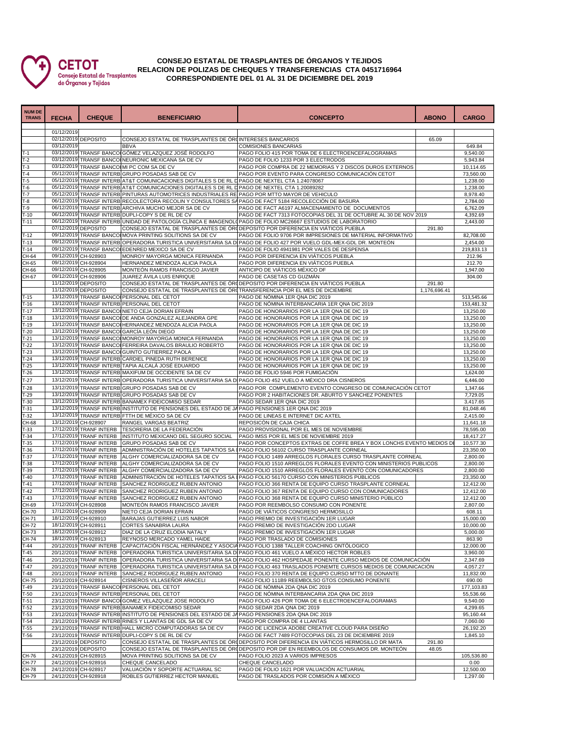CETOT
Consejo Estatal de Trasplantes de Órganos y Tejidos

# CONSEJO ESTATAL DE TRASPLANTES DE ÓRGANOS Y TEJIDOS
## RELACION DE POLIZAS DE CHEQUES Y TRANSFERENCIAS CTA 0451716964
## CORRESPONDIENTE DEL 01 AL 31 DE DICIEMBRE DEL 2019

| NUM DE TRANS | FECHA | CHEQUE | BENEFICIARIO | CONCEPTO | ABONO | CARGO |
|---|---|---|---|---|---|---|
| | 01/12/2019 | | | | | |
| | 02/12/2019 | DEPOSITO | CONSEJO ESTATAL DE TRASPLANTES DE ÓR | INTERESES BANCARIOS | 65.09 | |
| | 03/12/2019 | | BBVA | COMISIONES BANCARIAS | | 649.84 |
| T-1 | 03/12/2019 | TRANSF BANCO | GÓMEZ VELAZQUEZ JOSÉ RODOLFO | PAGO FOLIO 415 POR TOMA DE 6 ELECTROENCEFALOGRAMAS | | 9,540.00 |
| T-2 | 03/12/2019 | TRANSF BANCO | NEURONIC MEXICANA SA DE CV | PAGO DE FOLIO 1233 POR 3 ELECTRODOS | | 5,943.84 |
| T-3 | 03/12/2019 | TRANSF BANCO | MI PC COM SA DE CV | PAGO POR COMPRA DE 22 MEMORIAS Y 2 DISCOS DUROS EXTERNOS | | 10,114.65 |
| T-4 | 05/12/2019 | TRANSF INTERB | GRUPO POSADAS SAB DE CV | PAGO POR EVENTO PARA CONGRESO COMUNICACIÓN CETOT | | 73,560.00 |
| T-5 | 05/12/2019 | TRANSF INTERB | AT&T COMUNICACIONES DIGITALES S DE RL D | PAGO DE NEXTEL CTA 1.24078067 | | 1,238.00 |
| T-6 | 05/12/2019 | TRANSF INTERB | AT&T COMUNICACIONES DIGITALES S DE RL D | PAGO DE NEXTEL CTA 1.20089282 | | 1,238.00 |
| T-7 | 05/12/2019 | TRANSF INTERB | PINTURAS AUTOMOTRICES INDUSTRIALES RE | PAGO POR MTTO MAYOR DE VEHICULO | | 8,978.40 |
| T-8 | 06/12/2019 | TRANSF INTERB | RECOLECTORA RECOLIN Y CONSULTORES SA | PAGO DE FACT 5184 RECOLECCIÓN DE BASURA | | 2,784.00 |
| T-9 | 06/12/2019 | TRANSF INTERB | ARCHIVA MUCHO MEJOR SA DE CV | PAGO DE FACT A6197 ALMACENAMIENTO DE DOCUMENTOS | | 6,762.09 |
| T-10 | 06/12/2019 | TRANSF INTERB | DUPLI-COPY S DE RL DE CV | PAGO DE FACT 7313 FOTOCOPIAS DEL 31 DE OCTUBRE AL 30 DE NOV 2019 | | 4,392.69 |
| T-11 | 06/12/2019 | TRANSF INTERB | UNIDAD DE PATOLOGÍA CLÍNICA E IMAGENOL | PAGO DE FOLIO MC26667 ESTUDIOS DE LABORATORIO | | 2,443.00 |
| | 07/12/2019 | DEPOSITO | CONSEJO ESTATAL DE TRASPLANTES DE ÓR | DEPOSITO POR DIFERENCIA EN VIÁTICOS PUEBLA | 291.80 | |
| T-12 | 09/12/2019 | TRANSF BANCO | MOVA PRINTING SOLITIONS SA DE CV | PAGO DE FOLIO 9706 POR IMPRESIONES DE MATERIAL INFORMATIVO | | 82,708.00 |
| T-13 | 09/12/2019 | TRANSF INTERB | OPERADORA TURISTICA UNIVERSITARIA SA D | PAGO DE FOLIO 427 POR VUELO GDL-MEX-GDL DR. MONTEÓN | | 2,454.00 |
| T-14 | 09/12/2019 | TRANSF BANCO | EDENRED MEXICO SA DE CV | PAGO DE FOLIO 4941981 POR VALES DE DESPENSA | | 219,833.13 |
| CH-64 | 09/12/2019 | CH-928903 | MONROY MAYORGA MONICA FERNANDA | PAGO POR DIFERENCIA EN VIÁTICOS PUEBLA | | 212.96 |
| CH-65 | 09/12/2019 | CH-928904 | HERNANDEZ MENDOZA ALICIA PAOLA | PAGO POR DIFERENCIA EN VIÁTICOS PUEBLA | | 212.70 |
| CH-66 | 09/12/2019 | CH-928905 | MONTEÓN RAMOS FRANCISCO JAVIER | ANTICIPO DE VIÁTICOS MÉXICO DF | | 1,947.00 |
| CH-67 | 09/12/2019 | CH-928906 | JUAREZ ÁVILA LUIS ENRIQUE | PAGO DE CASETAS CD GUZMÁN | | 304.00 |
| | 11/12/2019 | DEPOSITO | CONSEJO ESTATAL DE TRASPLANTES DE ÓR | DEPOSITO POR DIFERENCIA EN VIÁTICOS PUEBLA | 291.80 | |
| | 11/12/2019 | DEPOSITO | CONSEJO ESTATAL DE TRASPLANTES DE ÓR | TRANSFERENCIA POR EL MES DE DICIEMBRE | 1,176,696.41 | |
| T-15 | 13/12/2019 | TRANSF BANCO | PERSONAL DEL CETOT | PAGO DE NÓMINA 1ER QNA DIC 2019 | | 513,545.66 |
| T-16 | 13/12/2019 | TRANSF INTERB | PERSONAL DEL CETOT | PAGO DE NÓMINA INTERBANCARIA 1ER QNA DIC 2019 | | 153,481.32 |
| T-17 | 13/12/2019 | TRANSF BANCO | NIETO CEJA DORIAN EFRAIN | PAGO DE HONORARIOS POR LA 1ER QNA DE DIC 19 | | 13,250.00 |
| T-18 | 13/12/2019 | TRANSF BANCO | DE ANDA GONZALEZ ALEJANDRA GPE | PAGO DE HONORARIOS POR LA 1ER QNA DE DIC 19 | | 13,250.00 |
| T-19 | 13/12/2019 | TRANSF BANCO | HERNANDEZ MENDOZA ALICIA PAOLA | PAGO DE HONORARIOS POR LA 1ER QNA DE DIC 19 | | 13,250.00 |
| T-20 | 13/12/2019 | TRANSF BANCO | GARCÍA LEÓN DIEGO | PAGO DE HONORARIOS POR LA 1ER QNA DE DIC 19 | | 13,250.00 |
| T-21 | 13/12/2019 | TRANSF BANCO | MONROY MAYORGA MONICA FERNANDA | PAGO DE HONORARIOS POR LA 1ER QNA DE DIC 19 | | 13,250.00 |
| T-22 | 13/12/2019 | TRANSF BANCO | FERREIRA DAVALOS BRAULIO ROBERTO | PAGO DE HONORARIOS POR LA 1ER QNA DE DIC 19 | | 13,250.00 |
| T-23 | 13/12/2019 | TRANSF BANCO | GUINTO GUTIERREZ PAOLA | PAGO DE HONORARIOS POR LA 1ER QNA DE DIC 19 | | 13,250.00 |
| T-24 | 13/12/2019 | TRANSF INTERB | CARDIEL PINEDA RUTH BERENICE | PAGO DE HONORARIOS POR LA 1ER QNA DE DIC 19 | | 13,250.00 |
| T-25 | 13/12/2019 | TRANSF INTERB | TAPIA ALCALÁ JOSÉ EDUARDO | PAGO DE HONORARIOS POR LA 1ER QNA DE DIC 19 | | 13,250.00 |
| T-26 | 13/12/2019 | TRANSF INTERB | MAXIFUM DE OCCIDENTE SA DE CV | PAGO DE FOLIO 5946 POR FUMIGACIÓN | | 1,624.00 |
| T-27 | 13/12/2019 | TRANSF INTERB | OPERADORA TURISTICA UNIVERSITARIA SA D | PAGO FOLIO 452 VUELO A MÉXICO DRA CISNEROS | | 6,446.00 |
| T-28 | 13/12/2019 | TRANSF INTERB | GRUPO POSADAS SAB DE CV | PAGO POR COMPLEMENTO EVENTO CONGRESO DE COMUNICACIÓN CETOT | | 1,347.66 |
| T-29 | 13/12/2019 | TRANSF INTERB | GRUPO POSADAS SAB DE CV | PAGO POR 2 HABITACIONES DR. ABURTO Y SANCHEZ PONENTES | | 7,729.05 |
| T-30 | 13/12/2019 | TRANSF INTERB | BANAMEX FIDEICOMISO SEDAR | PAGO SEDAR 1ER QNA DIC 2019 | | 3,417.65 |
| T-31 | 13/12/2019 | TRANSF INTERB | INSTITUTO DE PENSIONES DEL ESTADO DE JA | PAGO PENSIONES 1ER QNA DIC 2019 | | 81,048.46 |
| T-32 | 13/12/2019 | TRANSF INTERB | FTTH DE MÉXICO SA DE CV | PAGO DE LINEAS E INTERNET DIC AXTEL | | 2,415.00 |
| CH-68 | 13/12/2019 | CH-928907 | RANGEL VARGAS BEATRIZ | REPOSICÓN DE CAJA CHICA | | 11,641.18 |
| T-33 | 17/12/2019 | TRANF INTERB | TESORERIA DE LA FEDERACIÓN | PAGO PROVISIONAL POR EL MES DE NOVIEMBRE | | 78,595.00 |
| T-34 | 17/12/2019 | TRANF INTERB | INSTITUTO MEXICANO DEL SEGURO SOCIAL | PAGO IMSS POR EL MES DE NOVIEMBRE 2019 | | 18,417.27 |
| T-35 | 17/12/2019 | TRANF INTERB | GRUPO POSADAS SAB DE CV | PAGO POR CONCEPTOS EXTRAS DE COFFE BREA Y BOX LONCHS EVENTO MEDIOS D | | 10,577.30 |
| T-36 | 17/12/2019 | TRANF INTERB | ADMINISTRACIÓN DE HOTELES TAPATIOS SA | PAGO FOLIO 56102 CURSO TRASPLANTE CORNEAL | | 23,350.00 |
| T-37 | 17/12/2019 | TRANF INTERB | ALGHY COMERCIALIZADORA SA DE CV | PAGO FOLIO 1489 ARREGLOS FLORALES CURSO TRASPLANTE CORNEAL | | 2,800.00 |
| T-38 | 17/12/2019 | TRANF INTERB | ALGHY COMERCIALIZADORA SA DE CV | PAGO FOLIO 1510 ARREGLOS FLORALES EVENTO CON MINISTERIOS PUBLICOS | | 2,800.00 |
| T-39 | 17/12/2019 | TRANF INTERB | ALGHY COMERCIALIZADORA SA DE CV | PAGO FOLIO 1510 ARREGLOS FLORALES EVENTO CON COMUNICADORES | | 2,800.00 |
| T-40 | 17/12/2019 | TRANF INTERB | ADMINISTRACIÓN DE HOTELES TAPATIOS SA | PAGO FOLIO 56170 CURSO CON MINISTERIOS PÚBLICOS | | 23,350.00 |
| T-41 | 17/12/2019 | TRANF INTERB | SANCHEZ RODRIGUEZ RUBEN ANTONIO | PAGO FOLIO 366 RENTA DE EQUIPO CURSO TRASPLANTE CORNEAL | | 12,412.00 |
| T-42 | 17/12/2019 | TRANF INTERB | SANCHEZ RODRIGUEZ RUBEN ANTONIO | PAGO FOLIO 367 RENTA DE EQUIPO CURSO CON COMUNICADORES | | 12,412.00 |
| T-43 | 17/12/2019 | TRANF INTERB | SANCHEZ RODRIGUEZ RUBEN ANTONIO | PAGO FOLIO 368 RENTA DE EQUIPO CURSO MINISTERIO PÚBLICO | | 12,412.00 |
| CH-69 | 17/12/2019 | CH-928908 | MONTEÓN RAMOS FRANCISCO JAVIER | PAGO POR REEMBOLSO CONSUMO CON PONENTE | | 2,807.00 |
| CH-70 | 17/12/2019 | CH-928909 | NIETO CEJA DORIAN EFRAIN | PAGO DE VIÁTICOS CONGRESO HERMOSILLO | | 608.11 |
| CH-71 | 18/12/2019 | CH-928910 | BARAJAS GUTIERREZ LUIS NABOR | PAGO PREMIO DE INVESTIGACIÓN 1ER LUGAR | | 15,000.00 |
| CH-72 | 18/12/2019 | CH-928911 | CORTES SANABRIA LAURA | PAGO PREMIO DE INVESTIGACIÓN 2DO LUGAR | | 10,000.00 |
| CH-73 | 18/12/2019 | CH-928912 | DIAZ DE LA CRUZ ELODIA NATALY | PAGO PREMIO DE INVESTIGACIÓN 1ER LUGAR | | 5,000.00 |
| CH-74 | 18/12/2019 | CH-928913 | REYNOSO MERCADO YAMEL HAIDE | PAGO POR TRASLADO DE COMISIONES | | 863.90 |
| T-44 | 20/12/2019 | TRANF INTERB | CAPACITACIÓN FISCAL HERNÁNDEZ Y ASOCIA | PAGO FOLIO 1388 TALLER COACHING ONTÓLOGICO | | 12,000.00 |
| T-45 | 20/12/2019 | TRANF INTERB | OPERADORA TURISTICA UNIVERSITARIA SA D | PAGO FOLIO 461 VUELO A MÉXICO HECTOR ROBLES | | 3,960.00 |
| T-46 | 20/12/2019 | TRANF INTERB | OPERADORA TURISTICA UNIVERSITARIA SA D | PAGO FOLIO 462 HOSPEDAJE PONENTE CURSO MEDIOS DE COMUNICACIÓN | | 2,347.69 |
| T-47 | 20/12/2019 | TRANF INTERB | OPERADORA TURISTICA UNIVERSITARIA SA D | PAGO FOLIO 463 TRASLADOS PONEMTE CURSOS MEDIOS DE COMUNICACIÓN | | 4,057.27 |
| T-48 | 20/12/2019 | TRANF INTERB | SANCHEZ RODRIGUEZ RUBEN ANTONIO | PAGO FOLIO 370 RENTA DE EQUIPO CURSO MTTO DE DONANTE | | 11,832.00 |
| CH-75 | 20/12/2019 | CH-928914 | CISNEROS VILLASEÑOR ARACELI | PAGO FOLIO 111B9 REEMBOLSO GTOS CONSUMO PONENTE | | 690.00 |
| T-49 | 23/12/2019 | TRANSF BANCO | PERSONAL DEL CETOT | PAGO DE NÓMINA 2DA QNA DIC 2019 | | 177,103.83 |
| T-50 | 23/12/2019 | TRANSF INTERB | PERSONAL DEL CETOT | PAGO DE NÓMINA INTERBANCARIA 2DA QNA DIC 2019 | | 55,536.66 |
| T-51 | 23/12/2019 | TRANSF BANCO | GOMEZ VELAZQUEZ JOSE RODOLFO | PAGO FOLIO 426 POR TOMA DE 6 ELECTROENCEFALOGRAMAS | | 9,540.00 |
| T-52 | 23/12/2019 | TRANSF INTERB | BANAMEX FIDEICOMISO SEDAR | PAGO SEDAR 2DA QNA DIC 2019 | | 4,299.65 |
| T-53 | 23/12/2019 | TRANSF INTERB | INSTITUTO DE PENSIONES DEL ESTADO DE JA | PAGO PENSIONES 2DA QNA DIC 2019 | | 95,160.44 |
| T-54 | 23/12/2019 | TRANSF INTERB | RINES Y LLANTAS DE GDL SA DE CV | PAGO POR COMPRA DE 4 LLANTAS | | 7,060.00 |
| T-55 | 23/12/2019 | TRANSF INTERB | HALL MICRO COMPUTADORAS SA DE CV | PAGO DE LICENCIA ADOBE CREATIVE CLOUD PARA DISEÑO | | 26,192.20 |
| T-56 | 23/12/2019 | TRANSF INTERB | DUPLI-COPY S DE RL DE CV | PAGO DE FACT 7489 FOTOCOPIAS DEL 23 DE DICIEMBRE 2019 | | 1,845.10 |
| | 23/12/2019 | DEPOSITO | CONSEJO ESTATAL DE TRASPLANTES DE ÓR | DEPOSITO POR DIFERENCIA EN VIÁTICOS HERMOSILLO DR MATA | 291.80 | |
| | 23/12/2019 | DEPOSITO | CONSEJO ESTATAL DE TRASPLANTES DE ÓR | DEPOSITO POR DIF EN REEMBOLSOS DE CONSUMOS DR. MONTEÓN | 48.05 | |
| CH-76 | 24/12/2019 | CH-928915 | MOVA PRINTING SOLITIONS SA DE CV | PAGO FOLIO 2023 A VARIOS IMPRESOS | | 105,536.80 |
| CH-77 | 24/12/2019 | CH-928916 | CHEQUE CANCELADO | CHEQUE CANCELADO | | 0.00 |
| CH-78 | 24/12/2019 | CH-928917 | VALUACIÓN Y SOPORTE ACTUARIAL SC | PAGO DE FOLIO 1621 POR VALUACIÓN ACTUARIAL | | 12,500.00 |
| CH-79 | 24/12/2019 | CH-928918 | ROBLES GUTIERREZ HECTOR MANUEL | PAGO DE TRASLADOS POR COMISIÓN A MÉXICO | | 1,297.00 |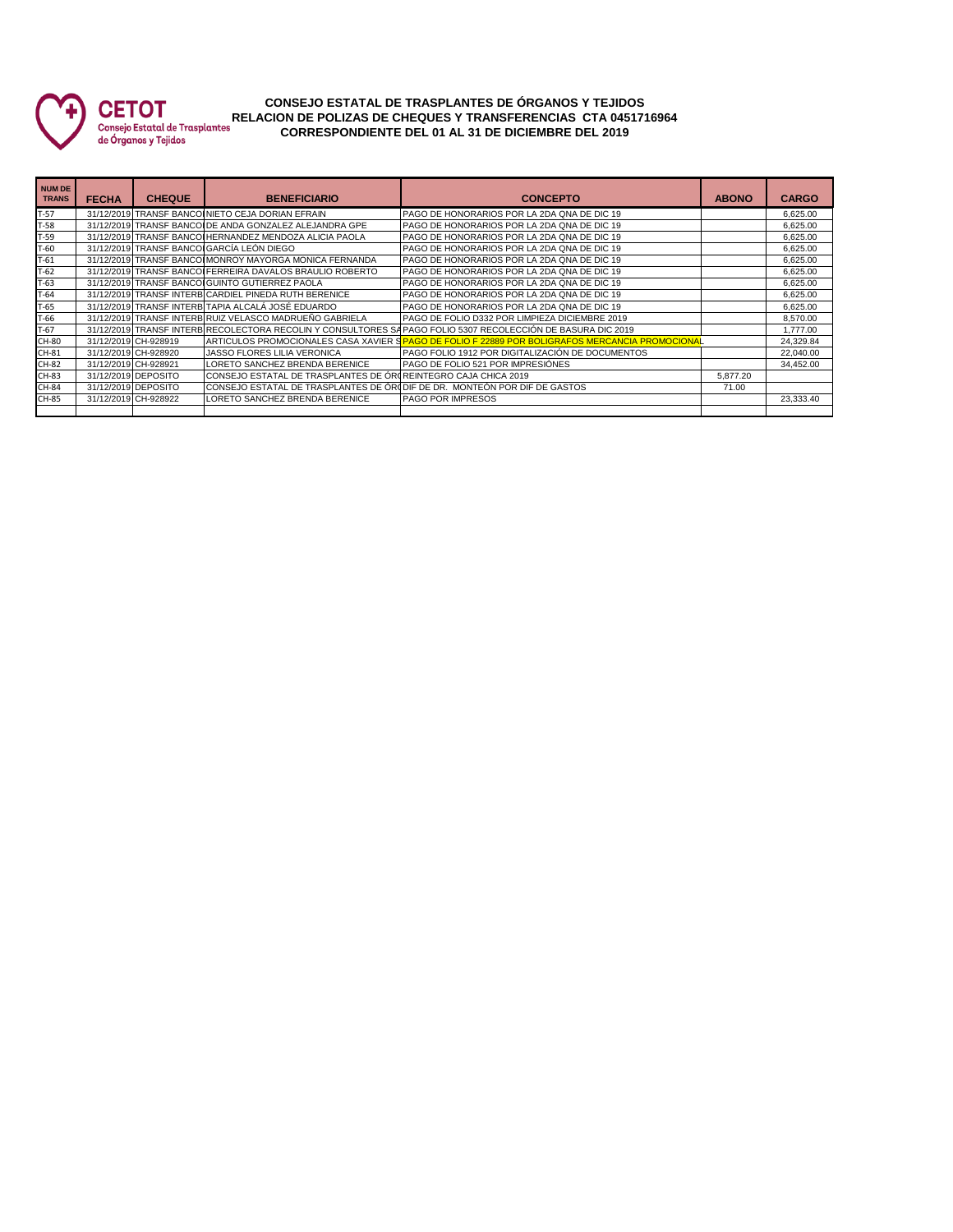CETOT
Consejo Estatal de Trasplantes de Órganos y Tejidos

**CONSEJO ESTATAL DE TRASPLANTES DE ÓRGANOS Y TEJIDOS**
**RELACION DE POLIZAS DE CHEQUES Y TRANSFERENCIAS CTA 0451716964**
**CORRESPONDIENTE DEL 01 AL 31 DE DICIEMBRE DEL 2019**

| NUM DE TRANS | FECHA | CHEQUE | BENEFICIARIO | CONCEPTO | ABONO | CARGO |
|---|---|---|---|---|---|---|
| T-57 | 31/12/2019 | TRANSF BANCO | NIETO CEJA DORIAN EFRAIN | PAGO DE HONORARIOS POR LA 2DA QNA DE DIC 19 | | 6,625.00 |
| T-58 | 31/12/2019 | TRANSF BANCO | DE ANDA GONZALEZ ALEJANDRA GPE | PAGO DE HONORARIOS POR LA 2DA QNA DE DIC 19 | | 6,625.00 |
| T-59 | 31/12/2019 | TRANSF BANCO | HERNANDEZ MENDOZA ALICIA PAOLA | PAGO DE HONORARIOS POR LA 2DA QNA DE DIC 19 | | 6,625.00 |
| T-60 | 31/12/2019 | TRANSF BANCO | GARCÍA LEÓN DIEGO | PAGO DE HONORARIOS POR LA 2DA QNA DE DIC 19 | | 6,625.00 |
| T-61 | 31/12/2019 | TRANSF BANCO | MONROY MAYORGA MONICA FERNANDA | PAGO DE HONORARIOS POR LA 2DA QNA DE DIC 19 | | 6,625.00 |
| T-62 | 31/12/2019 | TRANSF BANCO | FERREIRA DAVALOS BRAULIO ROBERTO | PAGO DE HONORARIOS POR LA 2DA QNA DE DIC 19 | | 6,625.00 |
| T-63 | 31/12/2019 | TRANSF BANCO | GUINTO GUTIERREZ PAOLA | PAGO DE HONORARIOS POR LA 2DA QNA DE DIC 19 | | 6,625.00 |
| T-64 | 31/12/2019 | TRANSF INTERB | CARDIEL PINEDA RUTH BERENICE | PAGO DE HONORARIOS POR LA 2DA QNA DE DIC 19 | | 6,625.00 |
| T-65 | 31/12/2019 | TRANSF INTERB | TAPIA ALCALÁ JOSÉ EDUARDO | PAGO DE HONORARIOS POR LA 2DA QNA DE DIC 19 | | 6,625.00 |
| T-66 | 31/12/2019 | TRANSF INTERB | RUIZ VELASCO MADRUEÑO GABRIELA | PAGO DE FOLIO D332 POR LIMPIEZA DICIEMBRE 2019 | | 8,570.00 |
| T-67 | 31/12/2019 | TRANSF INTERB | RECOLECTORA RECOLIN Y CONSULTORES SA | PAGO FOLIO 5307 RECOLECCIÓN DE BASURA DIC 2019 | | 1,777.00 |
| CH-80 | 31/12/2019 | CH-928919 | ARTICULOS PROMOCIONALES CASA XAVIER S | PAGO DE FOLIO F 22889 POR BOLIGRAFOS MERCANCIA PROMOCIONAL | | 24,329.84 |
| CH-81 | 31/12/2019 | CH-928920 | JASSO FLORES LILIA VERONICA | PAGO FOLIO 1912 POR DIGITALIZACIÓN DE DOCUMENTOS | | 22,040.00 |
| CH-82 | 31/12/2019 | CH-928921 | LORETO SANCHEZ BRENDA BERENICE | PAGO DE FOLIO 521 POR IMPRESIÓNES | | 34,452.00 |
| CH-83 | 31/12/2019 | DEPOSITO | CONSEJO ESTATAL DE TRASPLANTES DE ÓR | REINTEGRO CAJA CHICA 2019 | 5,877.20 | |
| CH-84 | 31/12/2019 | DEPOSITO | CONSEJO ESTATAL DE TRASPLANTES DE ÓR | DIF DE DR. MONTEÓN POR DIF DE GASTOS | 71.00 | |
| CH-85 | 31/12/2019 | CH-928922 | LORETO SANCHEZ BRENDA BERENICE | PAGO POR IMPRESOS | | 23,333.40 |